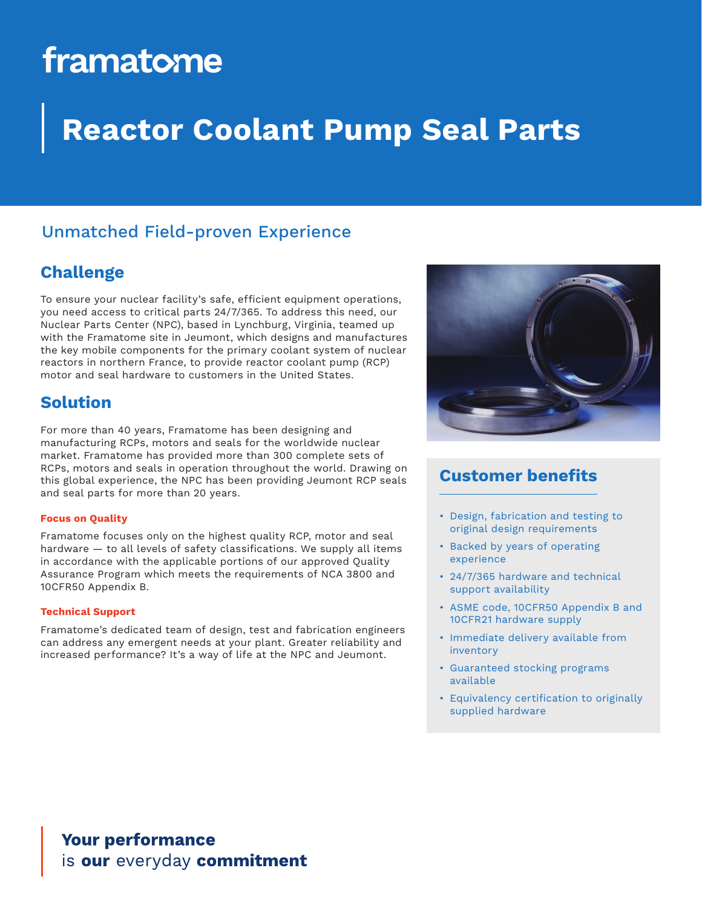framatome

# Reactor Coolant Pump Seal Parts

## Unmatched Field-proven Experience

### Challenge

To ensure your nuclear facility's safe, efficient equipment operations, you need access to critical parts 24/7/365. To address this need, our Nuclear Parts Center (NPC), based in Lynchburg, Virginia, teamed up with the Framatome site in Jeumont, which designs and manufactures the key mobile components for the primary coolant system of nuclear reactors in northern France, to provide reactor coolant pump (RCP) motor and seal hardware to customers in the United States.

### Solution

For more than 40 years, Framatome has been designing and manufacturing RCPs, motors and seals for the worldwide nuclear market. Framatome has provided more than 300 complete sets of RCPs, motors and seals in operation throughout the world. Drawing on this global experience, the NPC has been providing Jeumont RCP seals and seal parts for more than 20 years.

#### Focus on Quality

Framatome focuses only on the highest quality RCP, motor and seal hardware — to all levels of safety classifications. We supply all items in accordance with the applicable portions of our approved Quality Assurance Program which meets the requirements of NCA 3800 and 10CFR50 Appendix B.

#### Technical Support

Framatome's dedicated team of design, test and fabrication engineers can address any emergent needs at your plant. Greater reliability and increased performance? It's a way of life at the NPC and Jeumont.

### Customer benefits

- Design, fabrication and testing to original design requirements
- Backed by years of operating experience
- 24/7/365 hardware and technical support availability
- ASME code, 10CFR50 Appendix B and 10CFR21 hardware supply
- Immediate delivery available from inventory
- Guaranteed stocking programs available
- Equivalency certification to originally supplied hardware

**Your performance**
is **our** everyday **commitment**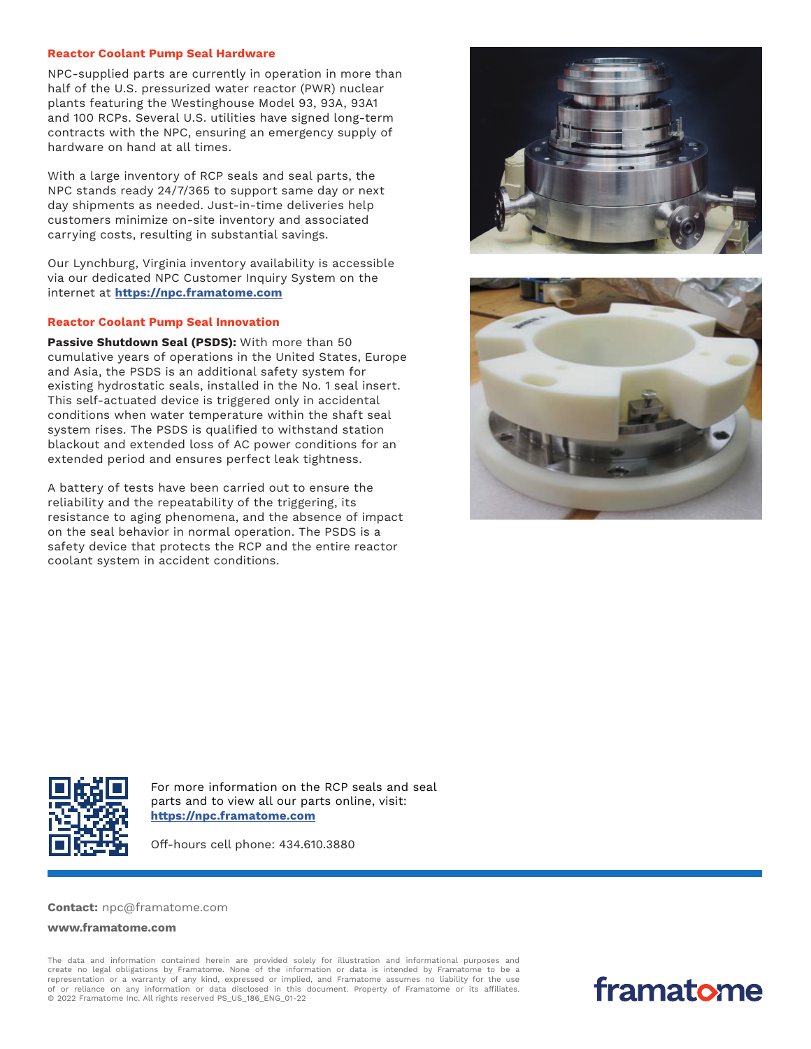## Reactor Coolant Pump Seal Hardware

NPC-supplied parts are currently in operation in more than half of the U.S. pressurized water reactor (PWR) nuclear plants featuring the Westinghouse Model 93, 93A, 93A1 and 100 RCPs. Several U.S. utilities have signed long-term contracts with the NPC, ensuring an emergency supply of hardware on hand at all times.

With a large inventory of RCP seals and seal parts, the NPC stands ready 24/7/365 to support same day or next day shipments as needed. Just-in-time deliveries help customers minimize on-site inventory and associated carrying costs, resulting in substantial savings.

Our Lynchburg, Virginia inventory availability is accessible via our dedicated NPC Customer Inquiry System on the internet at **https://npc.framatome.com**

## Reactor Coolant Pump Seal Innovation

**Passive Shutdown Seal (PSDS):** With more than 50 cumulative years of operations in the United States, Europe and Asia, the PSDS is an additional safety system for existing hydrostatic seals, installed in the No. 1 seal insert. This self-actuated device is triggered only in accidental conditions when water temperature within the shaft seal system rises. The PSDS is qualified to withstand station blackout and extended loss of AC power conditions for an extended period and ensures perfect leak tightness.

A battery of tests have been carried out to ensure the reliability and the repeatability of the triggering, its resistance to aging phenomena, and the absence of impact on the seal behavior in normal operation. The PSDS is a safety device that protects the RCP and the entire reactor coolant system in accident conditions.

For more information on the RCP seals and seal parts and to view all our parts online, visit: **https://npc.framatome.com**

Off-hours cell phone: 434.610.3880

**Contact:** npc@framatome.com

**www.framatome.com**

The data and information contained herein are provided solely for illustration and informational purposes and create no legal obligations by Framatome. None of the information or data is intended by Framatome to be a representation or a warranty of any kind, expressed or implied, and Framatome assumes no liability for the use of or reliance on any information or data disclosed in this document. Property of Framatome or its affiliates. © 2022 Framatome Inc. All rights reserved PS_US_186_ENG_01-22

framatome